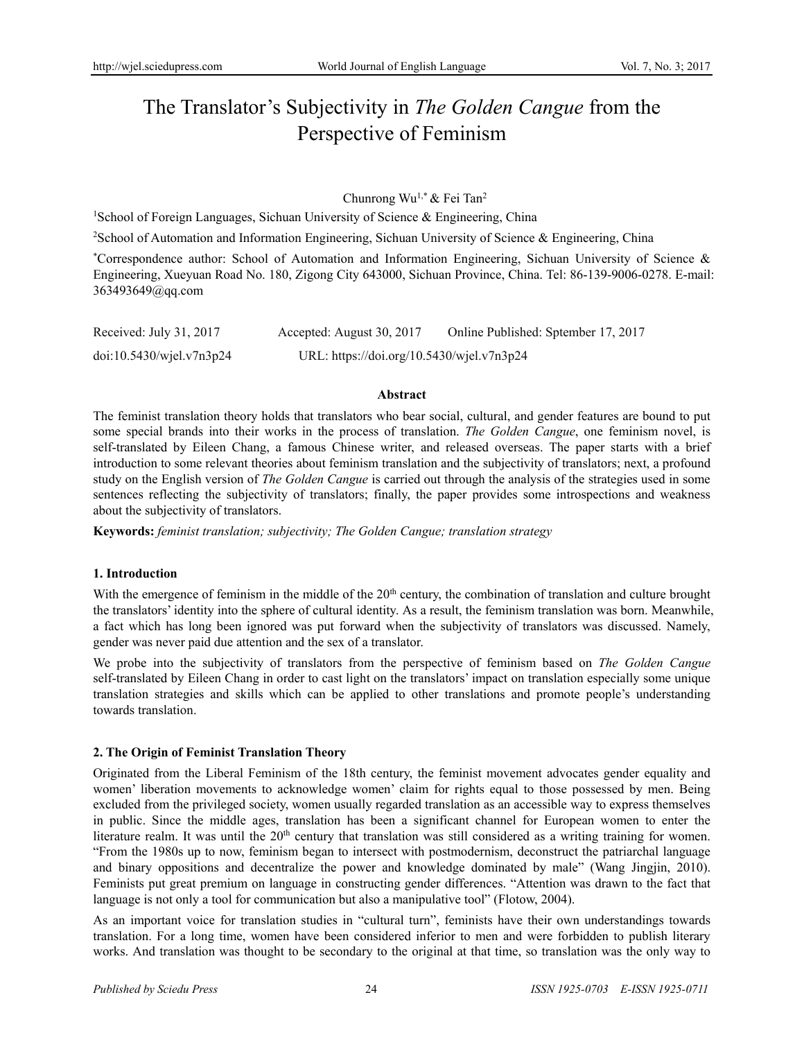# The Translator's Subjectivity in *The Golden Cangue* from the Perspective of Feminism

Chunrong Wu[1,*] & Fei Tan[2]

[1]School of Foreign Languages, Sichuan University of Science & Engineering, China

[2]School of Automation and Information Engineering, Sichuan University of Science & Engineering, China

[*]Correspondence author: School of Automation and Information Engineering, Sichuan University of Science & Engineering, Xueyuan Road No. 180, Zigong City 643000, Sichuan Province, China. Tel: 86-139-9006-0278. E-mail: 363493649@qq.com

Received: July 31, 2017 Accepted: August 30, 2017 Online Published: Sptember 17, 2017

doi:10.5430/wjel.v7n3p24 URL: https://doi.org/10.5430/wjel.v7n3p24

**Abstract**

The feminist translation theory holds that translators who bear social, cultural, and gender features are bound to put some special brands into their works in the process of translation. *The Golden Cangue*, one feminism novel, is self-translated by Eileen Chang, a famous Chinese writer, and released overseas. The paper starts with a brief introduction to some relevant theories about feminism translation and the subjectivity of translators; next, a profound study on the English version of *The Golden Cangue* is carried out through the analysis of the strategies used in some sentences reflecting the subjectivity of translators; finally, the paper provides some introspections and weakness about the subjectivity of translators.

**Keywords:** *feminist translation; subjectivity; The Golden Cangue; translation strategy*

## 1. Introduction

With the emergence of feminism in the middle of the 20th century, the combination of translation and culture brought the translators' identity into the sphere of cultural identity. As a result, the feminism translation was born. Meanwhile, a fact which has long been ignored was put forward when the subjectivity of translators was discussed. Namely, gender was never paid due attention and the sex of a translator.

We probe into the subjectivity of translators from the perspective of feminism based on *The Golden Cangue* self-translated by Eileen Chang in order to cast light on the translators' impact on translation especially some unique translation strategies and skills which can be applied to other translations and promote people's understanding towards translation.

## 2. The Origin of Feminist Translation Theory

Originated from the Liberal Feminism of the 18th century, the feminist movement advocates gender equality and women' liberation movements to acknowledge women' claim for rights equal to those possessed by men. Being excluded from the privileged society, women usually regarded translation as an accessible way to express themselves in public. Since the middle ages, translation has been a significant channel for European women to enter the literature realm. It was until the 20th century that translation was still considered as a writing training for women. "From the 1980s up to now, feminism began to intersect with postmodernism, deconstruct the patriarchal language and binary oppositions and decentralize the power and knowledge dominated by male" (Wang Jingjin, 2010). Feminists put great premium on language in constructing gender differences. "Attention was drawn to the fact that language is not only a tool for communication but also a manipulative tool" (Flotow, 2004).

As an important voice for translation studies in "cultural turn", feminists have their own understandings towards translation. For a long time, women have been considered inferior to men and were forbidden to publish literary works. And translation was thought to be secondary to the original at that time, so translation was the only way to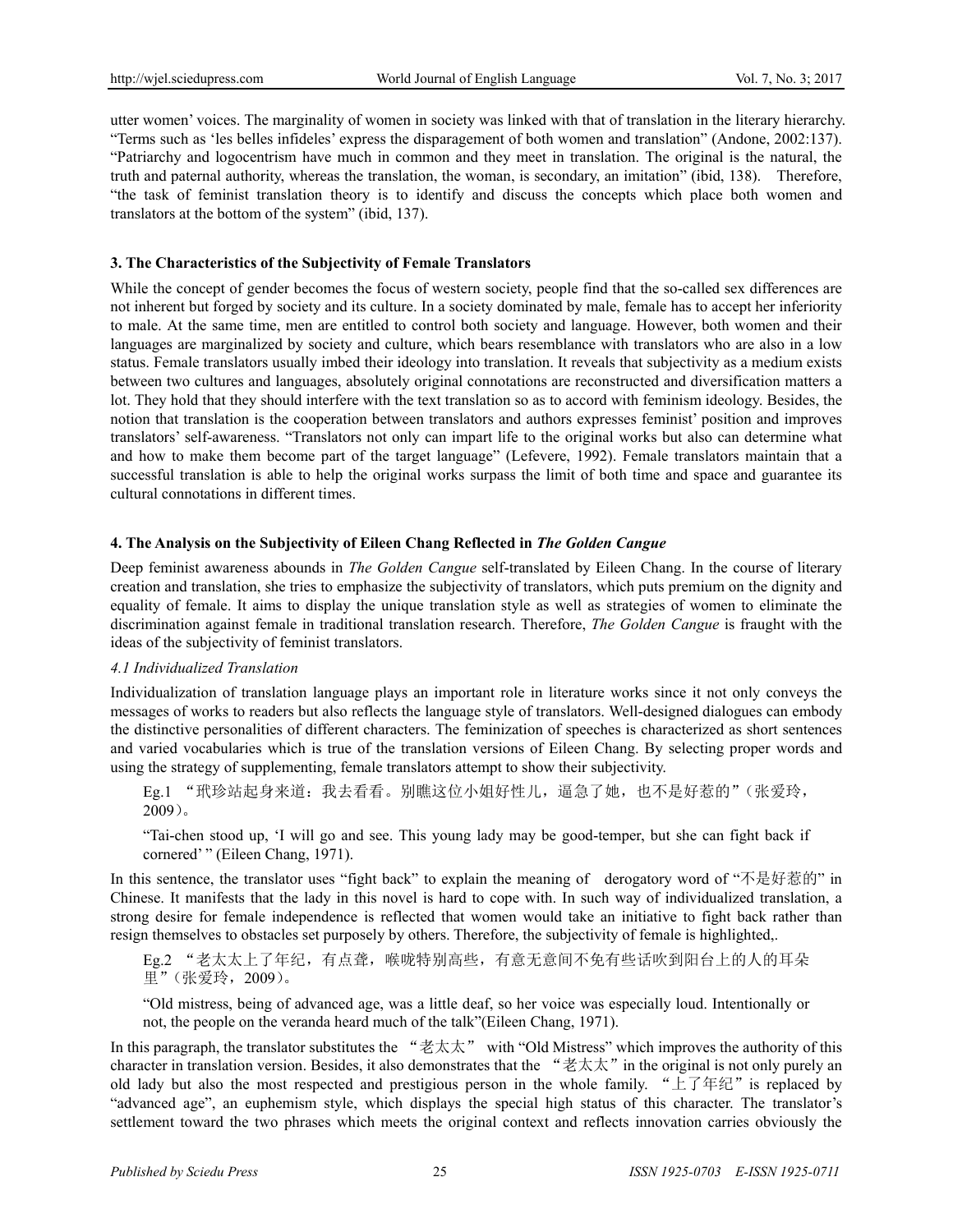utter women' voices. The marginality of women in society was linked with that of translation in the literary hierarchy. "Terms such as 'les belles infideles' express the disparagement of both women and translation" (Andone, 2002:137). "Patriarchy and logocentrism have much in common and they meet in translation. The original is the natural, the truth and paternal authority, whereas the translation, the woman, is secondary, an imitation" (ibid, 138). Therefore, "the task of feminist translation theory is to identify and discuss the concepts which place both women and translators at the bottom of the system" (ibid, 137).

### 3. The Characteristics of the Subjectivity of Female Translators

While the concept of gender becomes the focus of western society, people find that the so-called sex differences are not inherent but forged by society and its culture. In a society dominated by male, female has to accept her inferiority to male. At the same time, men are entitled to control both society and language. However, both women and their languages are marginalized by society and culture, which bears resemblance with translators who are also in a low status. Female translators usually imbed their ideology into translation. It reveals that subjectivity as a medium exists between two cultures and languages, absolutely original connotations are reconstructed and diversification matters a lot. They hold that they should interfere with the text translation so as to accord with feminism ideology. Besides, the notion that translation is the cooperation between translators and authors expresses feminist' position and improves translators' self-awareness. "Translators not only can impart life to the original works but also can determine what and how to make them become part of the target language" (Lefevere, 1992). Female translators maintain that a successful translation is able to help the original works surpass the limit of both time and space and guarantee its cultural connotations in different times.

### 4. The Analysis on the Subjectivity of Eileen Chang Reflected in *The Golden Cangue*

Deep feminist awareness abounds in *The Golden Cangue* self-translated by Eileen Chang. In the course of literary creation and translation, she tries to emphasize the subjectivity of translators, which puts premium on the dignity and equality of female. It aims to display the unique translation style as well as strategies of women to eliminate the discrimination against female in traditional translation research. Therefore, *The Golden Cangue* is fraught with the ideas of the subjectivity of feminist translators.

#### *4.1 Individualized Translation*

Individualization of translation language plays an important role in literature works since it not only conveys the messages of works to readers but also reflects the language style of translators. Well-designed dialogues can embody the distinctive personalities of different characters. The feminization of speeches is characterized as short sentences and varied vocabularies which is true of the translation versions of Eileen Chang. By selecting proper words and using the strategy of supplementing, female translators attempt to show their subjectivity.

> Eg.1 "玳珍站起身来道：我去看看。别瞧这位小姐好性儿，逼急了她，也不是好惹的"（张爱玲，2009）。
>
> "Tai-chen stood up, 'I will go and see. This young lady may be good-temper, but she can fight back if cornered' " (Eileen Chang, 1971).

In this sentence, the translator uses "fight back" to explain the meaning of derogatory word of "不是好惹的" in Chinese. It manifests that the lady in this novel is hard to cope with. In such way of individualized translation, a strong desire for female independence is reflected that women would take an initiative to fight back rather than resign themselves to obstacles set purposely by others. Therefore, the subjectivity of female is highlighted,.

> Eg.2 "老太太上了年纪，有点聋，喉咙特别高些，有意无意间不免有些话吹到阳台上的人的耳朵里"（张爱玲，2009）。
>
> "Old mistress, being of advanced age, was a little deaf, so her voice was especially loud. Intentionally or not, the people on the veranda heard much of the talk"(Eileen Chang, 1971).

In this paragraph, the translator substitutes the "老太太" with "Old Mistress" which improves the authority of this character in translation version. Besides, it also demonstrates that the "老太太" in the original is not only purely an old lady but also the most respected and prestigious person in the whole family. "上了年纪" is replaced by "advanced age", an euphemism style, which displays the special high status of this character. The translator's settlement toward the two phrases which meets the original context and reflects innovation carries obviously the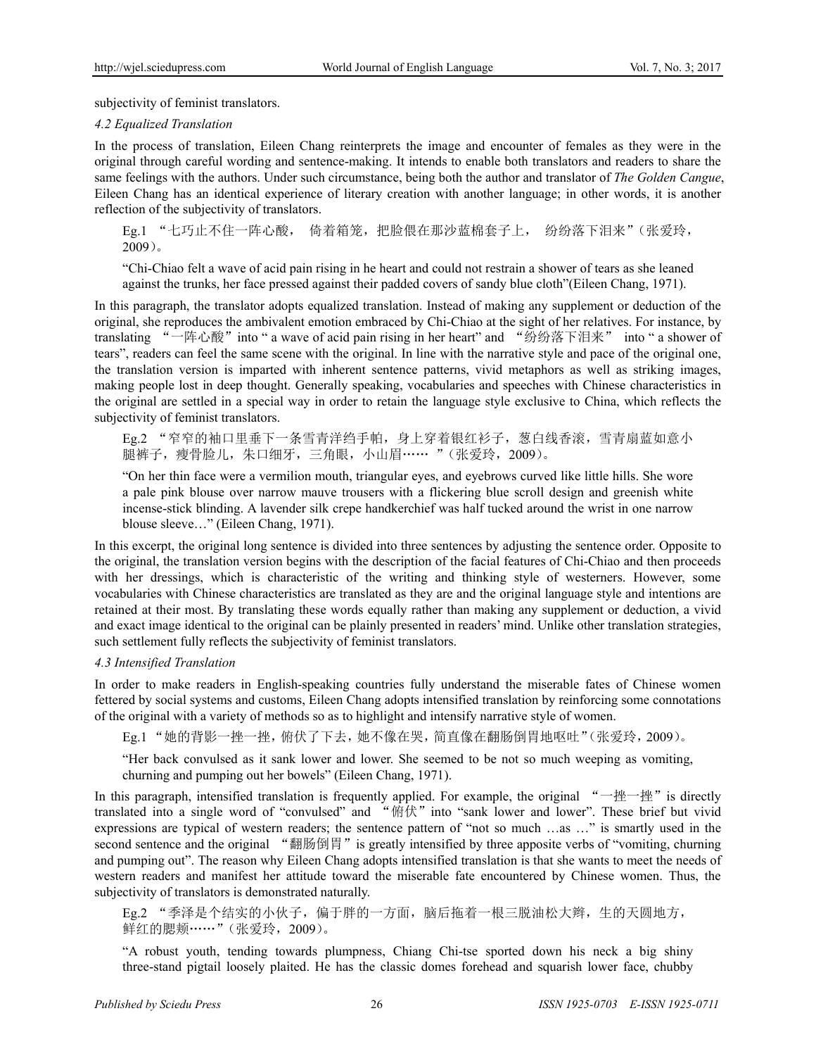subjectivity of feminist translators.

*4.2 Equalized Translation*

In the process of translation, Eileen Chang reinterprets the image and encounter of females as they were in the original through careful wording and sentence-making. It intends to enable both translators and readers to share the same feelings with the authors. Under such circumstance, being both the author and translator of *The Golden Cangue*, Eileen Chang has an identical experience of literary creation with another language; in other words, it is another reflection of the subjectivity of translators.

> Eg.1 "七巧止不住一阵心酸， 倚着箱笼，把脸偎在那沙蓝棉套子上， 纷纷落下泪来"（张爱玲，2009）。
>
> "Chi-Chiao felt a wave of acid pain rising in he heart and could not restrain a shower of tears as she leaned against the trunks, her face pressed against their padded covers of sandy blue cloth"(Eileen Chang, 1971).

In this paragraph, the translator adopts equalized translation. Instead of making any supplement or deduction of the original, she reproduces the ambivalent emotion embraced by Chi-Chiao at the sight of her relatives. For instance, by translating "一阵心酸" into " a wave of acid pain rising in her heart" and "纷纷落下泪来" into " a shower of tears", readers can feel the same scene with the original. In line with the narrative style and pace of the original one, the translation version is imparted with inherent sentence patterns, vivid metaphors as well as striking images, making people lost in deep thought. Generally speaking, vocabularies and speeches with Chinese characteristics in the original are settled in a special way in order to retain the language style exclusive to China, which reflects the subjectivity of feminist translators.

> Eg.2 "窄窄的袖口里垂下一条雪青洋绉手帕，身上穿着银红衫子，葱白线香滚，雪青扇蓝如意小腿裤子，瘦骨脸儿，朱口细牙，三角眼，小山眉…… "（张爱玲，2009）。
>
> "On her thin face were a vermilion mouth, triangular eyes, and eyebrows curved like little hills. She wore a pale pink blouse over narrow mauve trousers with a flickering blue scroll design and greenish white incense-stick blinding. A lavender silk crepe handkerchief was half tucked around the wrist in one narrow blouse sleeve…" (Eileen Chang, 1971).

In this excerpt, the original long sentence is divided into three sentences by adjusting the sentence order. Opposite to the original, the translation version begins with the description of the facial features of Chi-Chiao and then proceeds with her dressings, which is characteristic of the writing and thinking style of westerners. However, some vocabularies with Chinese characteristics are translated as they are and the original language style and intentions are retained at their most. By translating these words equally rather than making any supplement or deduction, a vivid and exact image identical to the original can be plainly presented in readers' mind. Unlike other translation strategies, such settlement fully reflects the subjectivity of feminist translators.

*4.3 Intensified Translation*

In order to make readers in English-speaking countries fully understand the miserable fates of Chinese women fettered by social systems and customs, Eileen Chang adopts intensified translation by reinforcing some connotations of the original with a variety of methods so as to highlight and intensify narrative style of women.

> Eg.1 "她的背影一挫一挫，俯伏了下去，她不像在哭，简直像在翻肠倒胃地呕吐"（张爱玲，2009）。
>
> "Her back convulsed as it sank lower and lower. She seemed to be not so much weeping as vomiting, churning and pumping out her bowels" (Eileen Chang, 1971).

In this paragraph, intensified translation is frequently applied. For example, the original "一挫一挫" is directly translated into a single word of "convulsed" and "俯伏" into "sank lower and lower". These brief but vivid expressions are typical of western readers; the sentence pattern of "not so much …as …" is smartly used in the second sentence and the original "翻肠倒胃" is greatly intensified by three apposite verbs of "vomiting, churning and pumping out". The reason why Eileen Chang adopts intensified translation is that she wants to meet the needs of western readers and manifest her attitude toward the miserable fate encountered by Chinese women. Thus, the subjectivity of translators is demonstrated naturally.

> Eg.2 "季泽是个结实的小伙子，偏于胖的一方面，脑后拖着一根三脱油松大辫，生的天圆地方，鲜红的腮颊……"（张爱玲，2009）。
>
> "A robust youth, tending towards plumpness, Chiang Chi-tse sported down his neck a big shiny three-stand pigtail loosely plaited. He has the classic domes forehead and squarish lower face, chubby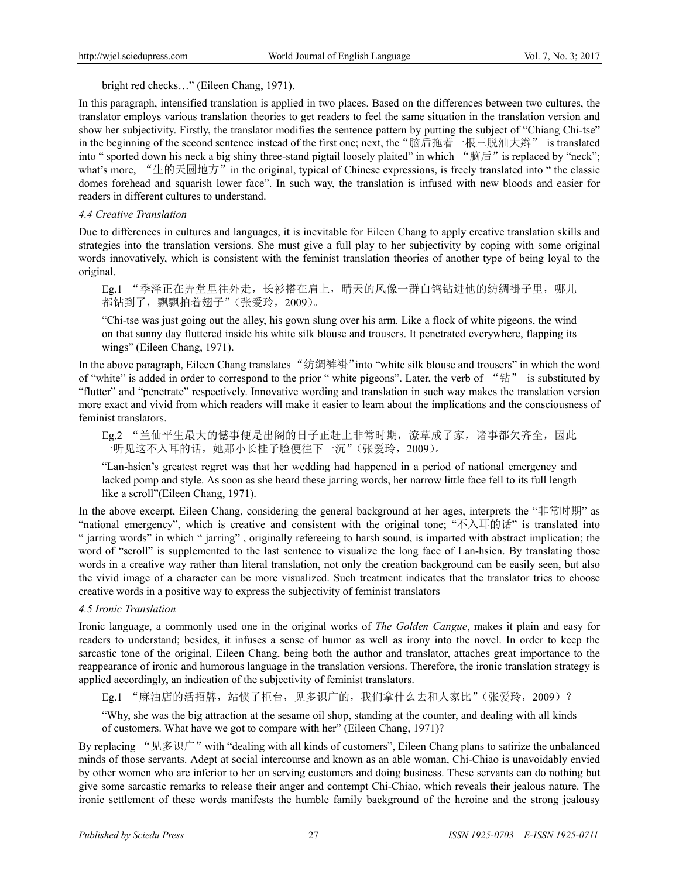bright red checks…" (Eileen Chang, 1971).

In this paragraph, intensified translation is applied in two places. Based on the differences between two cultures, the translator employs various translation theories to get readers to feel the same situation in the translation version and show her subjectivity. Firstly, the translator modifies the sentence pattern by putting the subject of "Chiang Chi-tse" in the beginning of the second sentence instead of the first one; next, the"脑后拖着一根三脱油大辫" is translated into " sported down his neck a big shiny three-stand pigtail loosely plaited" in which "脑后"is replaced by "neck"; what's more, "生的天圆地方"in the original, typical of Chinese expressions, is freely translated into " the classic domes forehead and squarish lower face". In such way, the translation is infused with new bloods and easier for readers in different cultures to understand.

### *4.4 Creative Translation*

Due to differences in cultures and languages, it is inevitable for Eileen Chang to apply creative translation skills and strategies into the translation versions. She must give a full play to her subjectivity by coping with some original words innovatively, which is consistent with the feminist translation theories of another type of being loyal to the original.

> Eg.1 "季泽正在弄堂里往外走，长衫搭在肩上，晴天的风像一群白鸽钻进他的纺绸褂子里，哪儿都钻到了，飘飘拍着翅子"（张爱玲，2009）。
>
> "Chi-tse was just going out the alley, his gown slung over his arm. Like a flock of white pigeons, the wind on that sunny day fluttered inside his white silk blouse and trousers. It penetrated everywhere, flapping its wings" (Eileen Chang, 1971).

In the above paragraph, Eileen Chang translates "纺绸裤褂"into "white silk blouse and trousers" in which the word of "white" is added in order to correspond to the prior " white pigeons". Later, the verb of "钻" is substituted by "flutter" and "penetrate" respectively. Innovative wording and translation in such way makes the translation version more exact and vivid from which readers will make it easier to learn about the implications and the consciousness of feminist translators.

> Eg.2 "兰仙平生最大的憾事便是出阁的日子正赶上非常时期，潦草成了家，诸事都欠齐全，因此一听见这不入耳的话，她那小长桂子脸便往下一沉"（张爱玲，2009）。
>
> "Lan-hsien's greatest regret was that her wedding had happened in a period of national emergency and lacked pomp and style. As soon as she heard these jarring words, her narrow little face fell to its full length like a scroll"(Eileen Chang, 1971).

In the above excerpt, Eileen Chang, considering the general background at her ages, interprets the "非常时期" as "national emergency", which is creative and consistent with the original tone; "不入耳的话" is translated into " jarring words" in which " jarring" , originally refereeing to harsh sound, is imparted with abstract implication; the word of "scroll" is supplemented to the last sentence to visualize the long face of Lan-hsien. By translating those words in a creative way rather than literal translation, not only the creation background can be easily seen, but also the vivid image of a character can be more visualized. Such treatment indicates that the translator tries to choose creative words in a positive way to express the subjectivity of feminist translators

### *4.5 Ironic Translation*

Ironic language, a commonly used one in the original works of *The Golden Cangue*, makes it plain and easy for readers to understand; besides, it infuses a sense of humor as well as irony into the novel. In order to keep the sarcastic tone of the original, Eileen Chang, being both the author and translator, attaches great importance to the reappearance of ironic and humorous language in the translation versions. Therefore, the ironic translation strategy is applied accordingly, an indication of the subjectivity of feminist translators.

> Eg.1 "麻油店的活招牌，站惯了柜台，见多识广的，我们拿什么去和人家比"（张爱玲，2009）？
>
> "Why, she was the big attraction at the sesame oil shop, standing at the counter, and dealing with all kinds of customers. What have we got to compare with her" (Eileen Chang, 1971)?

By replacing "见多识广" with "dealing with all kinds of customers", Eileen Chang plans to satirize the unbalanced minds of those servants. Adept at social intercourse and known as an able woman, Chi-Chiao is unavoidably envied by other women who are inferior to her on serving customers and doing business. These servants can do nothing but give some sarcastic remarks to release their anger and contempt Chi-Chiao, which reveals their jealous nature. The ironic settlement of these words manifests the humble family background of the heroine and the strong jealousy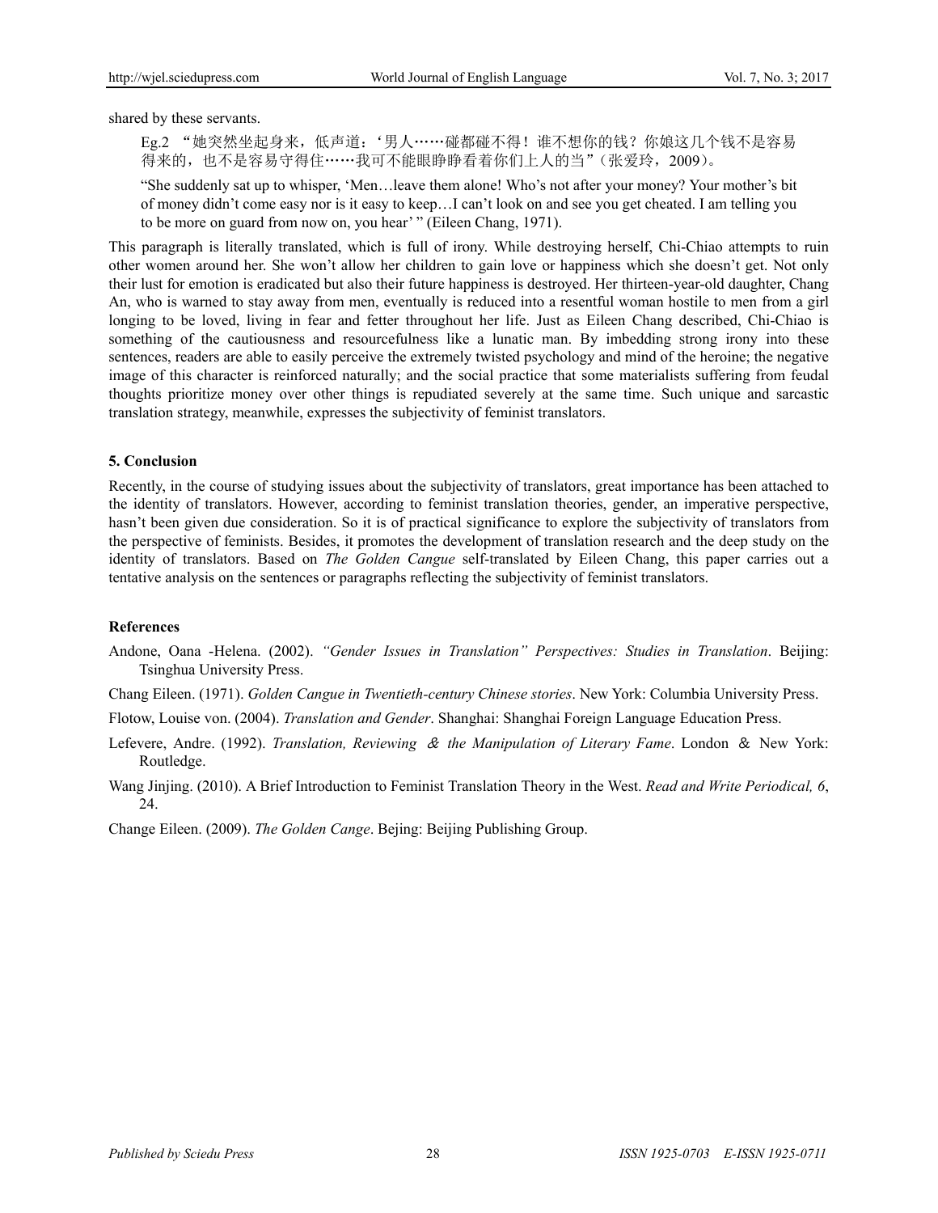shared by these servants.

Eg.2 "她突然坐起身来，低声道：'男人……碰都碰不得！谁不想你的钱？你娘这几个钱不是容易得来的，也不是容易守得住……我可不能眼睁睁看着你们上人的当"（张爱玲，2009）。

"She suddenly sat up to whisper, 'Men…leave them alone! Who's not after your money? Your mother's bit of money didn't come easy nor is it easy to keep…I can't look on and see you get cheated. I am telling you to be more on guard from now on, you hear' " (Eileen Chang, 1971).

This paragraph is literally translated, which is full of irony. While destroying herself, Chi-Chiao attempts to ruin other women around her. She won't allow her children to gain love or happiness which she doesn't get. Not only their lust for emotion is eradicated but also their future happiness is destroyed. Her thirteen-year-old daughter, Chang An, who is warned to stay away from men, eventually is reduced into a resentful woman hostile to men from a girl longing to be loved, living in fear and fetter throughout her life. Just as Eileen Chang described, Chi-Chiao is something of the cautiousness and resourcefulness like a lunatic man. By imbedding strong irony into these sentences, readers are able to easily perceive the extremely twisted psychology and mind of the heroine; the negative image of this character is reinforced naturally; and the social practice that some materialists suffering from feudal thoughts prioritize money over other things is repudiated severely at the same time. Such unique and sarcastic translation strategy, meanwhile, expresses the subjectivity of feminist translators.

## 5. Conclusion

Recently, in the course of studying issues about the subjectivity of translators, great importance has been attached to the identity of translators. However, according to feminist translation theories, gender, an imperative perspective, hasn't been given due consideration. So it is of practical significance to explore the subjectivity of translators from the perspective of feminists. Besides, it promotes the development of translation research and the deep study on the identity of translators. Based on *The Golden Cangue* self-translated by Eileen Chang, this paper carries out a tentative analysis on the sentences or paragraphs reflecting the subjectivity of feminist translators.

## References

Andone, Oana -Helena. (2002). *"Gender Issues in Translation" Perspectives: Studies in Translation*. Beijing: Tsinghua University Press.

Chang Eileen. (1971). *Golden Cangue in Twentieth-century Chinese stories*. New York: Columbia University Press.

Flotow, Louise von. (2004). *Translation and Gender*. Shanghai: Shanghai Foreign Language Education Press.

Lefevere, Andre. (1992). *Translation, Reviewing ＆ the Manipulation of Literary Fame*. London ＆ New York: Routledge.

Wang Jinjing. (2010). A Brief Introduction to Feminist Translation Theory in the West. *Read and Write Periodical, 6*, 24.

Change Eileen. (2009). *The Golden Cange*. Bejing: Beijing Publishing Group.